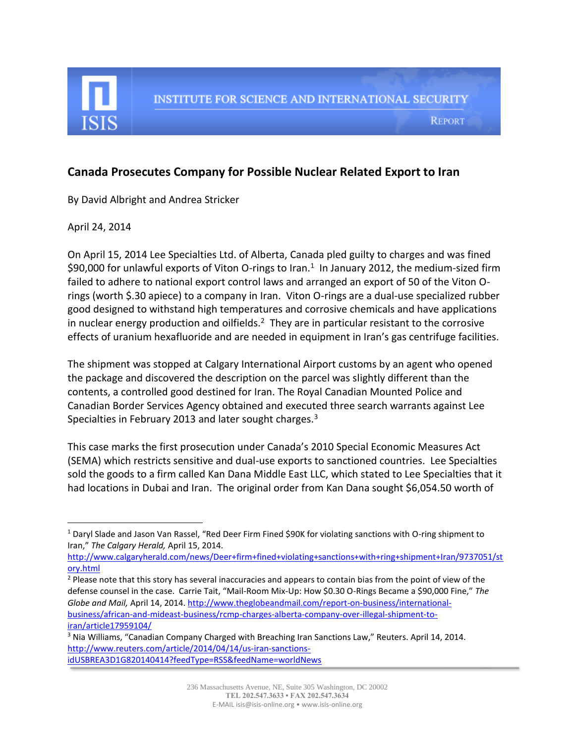INSTITUTE FOR SCIENCE AND INTERNATIONAL SECURITY

ISIS REPORT

## Canada Prosecutes Company for Possible Nuclear Related Export to Iran

By David Albright and Andrea Stricker

April 24, 2014

On April 15, 2014 Lee Specialties Ltd. of Alberta, Canada pled guilty to charges and was fined $90,000 for unlawful exports of Viton O-rings to Iran.[1] In January 2012, the medium-sized firm failed to adhere to national export control laws and arranged an export of 50 of the Viton O-rings (worth $.30 apiece) to a company in Iran. Viton O-rings are a dual-use specialized rubber good designed to withstand high temperatures and corrosive chemicals and have applications in nuclear energy production and oilfields.[2] They are in particular resistant to the corrosive effects of uranium hexafluoride and are needed in equipment in Iran's gas centrifuge facilities.

The shipment was stopped at Calgary International Airport customs by an agent who opened the package and discovered the description on the parcel was slightly different than the contents, a controlled good destined for Iran. The Royal Canadian Mounted Police and Canadian Border Services Agency obtained and executed three search warrants against Lee Specialties in February 2013 and later sought charges.[3]

This case marks the first prosecution under Canada's 2010 Special Economic Measures Act (SEMA) which restricts sensitive and dual-use exports to sanctioned countries. Lee Specialties sold the goods to a firm called Kan Dana Middle East LLC, which stated to Lee Specialties that it had locations in Dubai and Iran. The original order from Kan Dana sought $6,054.50 worth of

---

[1] Daryl Slade and Jason Van Rassel, "Red Deer Firm Fined $90K for violating sanctions with O-ring shipment to Iran," *The Calgary Herald,* April 15, 2014. http://www.calgaryherald.com/news/Deer+firm+fined+violating+sanctions+with+ring+shipment+Iran/9737051/story.html

[2] Please note that this story has several inaccuracies and appears to contain bias from the point of view of the defense counsel in the case. Carrie Tait, "Mail-Room Mix-Up: How $0.30 O-Rings Became a $90,000 Fine," *The Globe and Mail,* April 14, 2014. http://www.theglobeandmail.com/report-on-business/international-business/african-and-mideast-business/rcmp-charges-alberta-company-over-illegal-shipment-to-iran/article17959104/

[3] Nia Williams, "Canadian Company Charged with Breaching Iran Sanctions Law," Reuters. April 14, 2014. http://www.reuters.com/article/2014/04/14/us-iran-sanctions-idUSBREA3D1G820140414?feedType=RSS&feedName=worldNews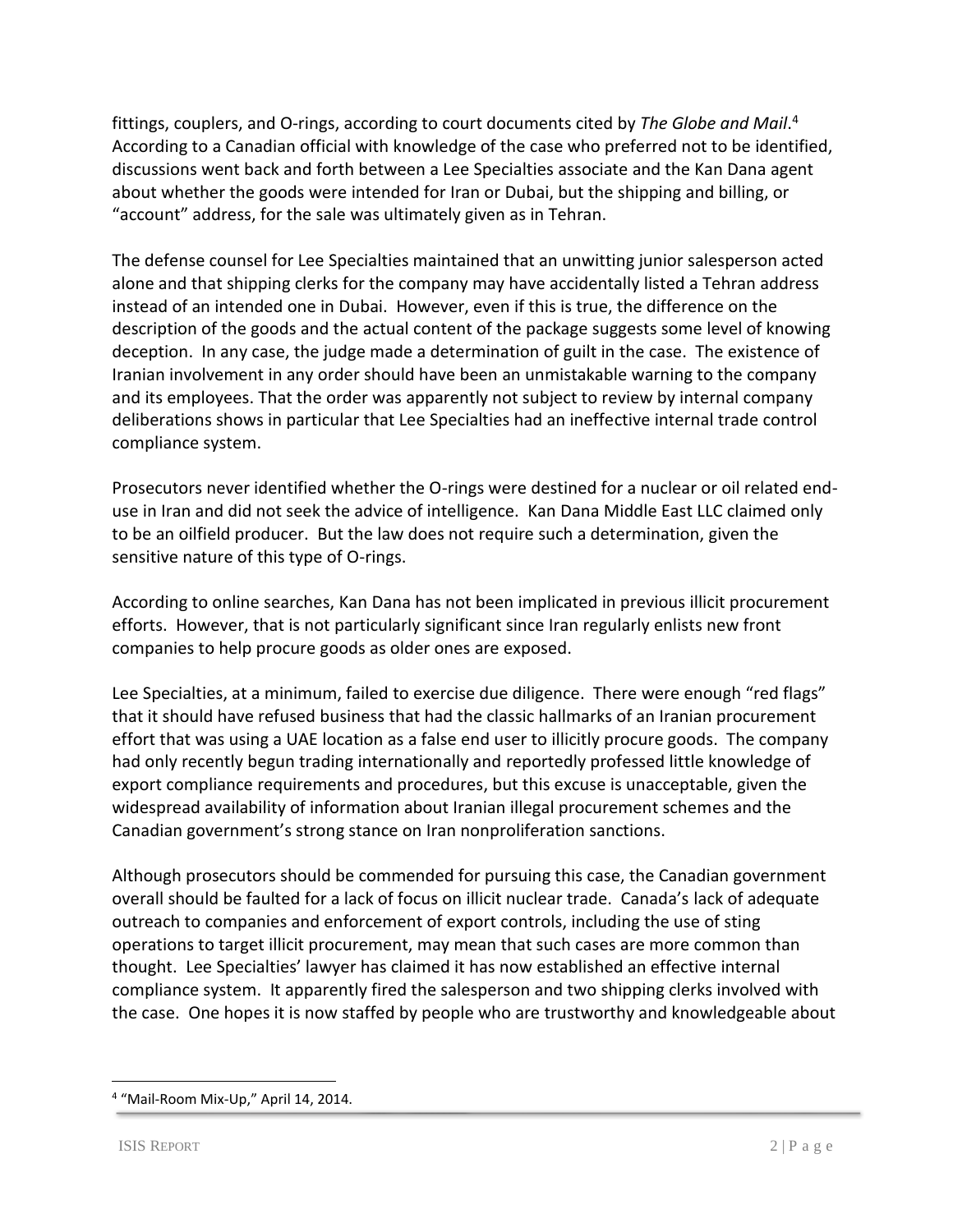fittings, couplers, and O-rings, according to court documents cited by *The Globe and Mail*.[4] According to a Canadian official with knowledge of the case who preferred not to be identified, discussions went back and forth between a Lee Specialties associate and the Kan Dana agent about whether the goods were intended for Iran or Dubai, but the shipping and billing, or "account" address, for the sale was ultimately given as in Tehran.

The defense counsel for Lee Specialties maintained that an unwitting junior salesperson acted alone and that shipping clerks for the company may have accidentally listed a Tehran address instead of an intended one in Dubai. However, even if this is true, the difference on the description of the goods and the actual content of the package suggests some level of knowing deception. In any case, the judge made a determination of guilt in the case. The existence of Iranian involvement in any order should have been an unmistakable warning to the company and its employees. That the order was apparently not subject to review by internal company deliberations shows in particular that Lee Specialties had an ineffective internal trade control compliance system.

Prosecutors never identified whether the O-rings were destined for a nuclear or oil related end-use in Iran and did not seek the advice of intelligence. Kan Dana Middle East LLC claimed only to be an oilfield producer. But the law does not require such a determination, given the sensitive nature of this type of O-rings.

According to online searches, Kan Dana has not been implicated in previous illicit procurement efforts. However, that is not particularly significant since Iran regularly enlists new front companies to help procure goods as older ones are exposed.

Lee Specialties, at a minimum, failed to exercise due diligence. There were enough "red flags" that it should have refused business that had the classic hallmarks of an Iranian procurement effort that was using a UAE location as a false end user to illicitly procure goods. The company had only recently begun trading internationally and reportedly professed little knowledge of export compliance requirements and procedures, but this excuse is unacceptable, given the widespread availability of information about Iranian illegal procurement schemes and the Canadian government's strong stance on Iran nonproliferation sanctions.

Although prosecutors should be commended for pursuing this case, the Canadian government overall should be faulted for a lack of focus on illicit nuclear trade. Canada's lack of adequate outreach to companies and enforcement of export controls, including the use of sting operations to target illicit procurement, may mean that such cases are more common than thought. Lee Specialties' lawyer has claimed it has now established an effective internal compliance system. It apparently fired the salesperson and two shipping clerks involved with the case. One hopes it is now staffed by people who are trustworthy and knowledgeable about

[4] "Mail-Room Mix-Up," April 14, 2014.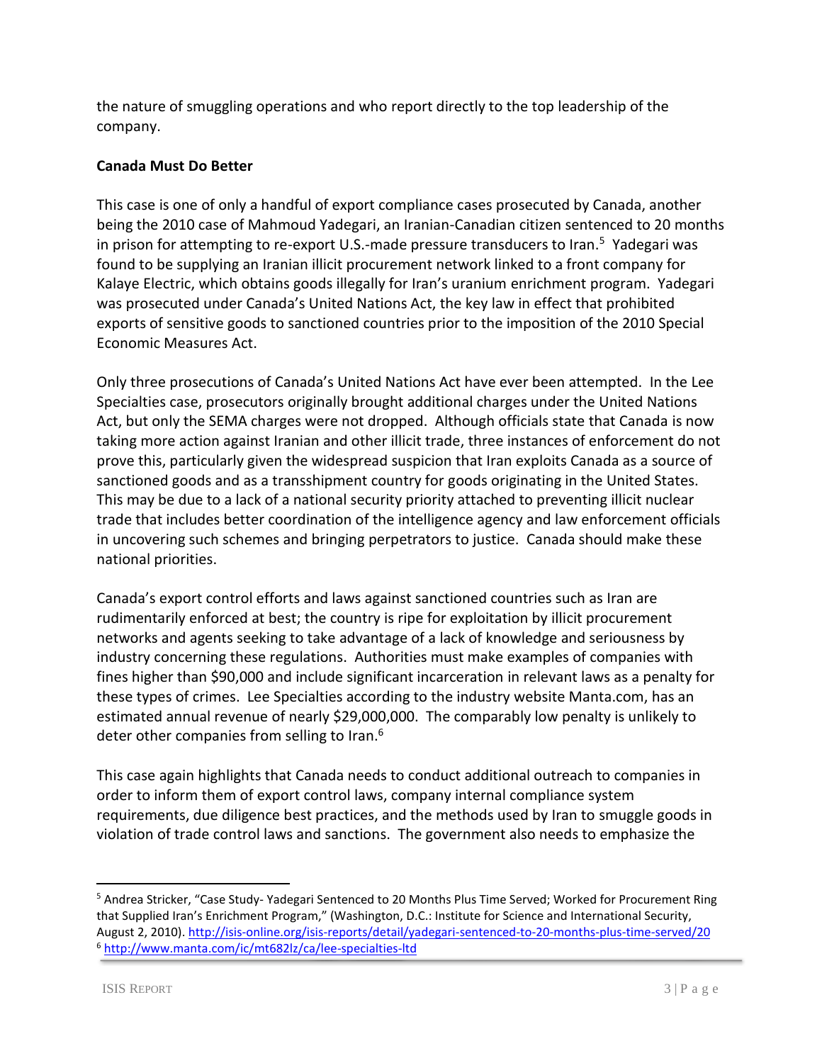the nature of smuggling operations and who report directly to the top leadership of the company.

**Canada Must Do Better**

This case is one of only a handful of export compliance cases prosecuted by Canada, another being the 2010 case of Mahmoud Yadegari, an Iranian-Canadian citizen sentenced to 20 months in prison for attempting to re-export U.S.-made pressure transducers to Iran.[5] Yadegari was found to be supplying an Iranian illicit procurement network linked to a front company for Kalaye Electric, which obtains goods illegally for Iran's uranium enrichment program. Yadegari was prosecuted under Canada's United Nations Act, the key law in effect that prohibited exports of sensitive goods to sanctioned countries prior to the imposition of the 2010 Special Economic Measures Act.

Only three prosecutions of Canada's United Nations Act have ever been attempted. In the Lee Specialties case, prosecutors originally brought additional charges under the United Nations Act, but only the SEMA charges were not dropped. Although officials state that Canada is now taking more action against Iranian and other illicit trade, three instances of enforcement do not prove this, particularly given the widespread suspicion that Iran exploits Canada as a source of sanctioned goods and as a transshipment country for goods originating in the United States. This may be due to a lack of a national security priority attached to preventing illicit nuclear trade that includes better coordination of the intelligence agency and law enforcement officials in uncovering such schemes and bringing perpetrators to justice. Canada should make these national priorities.

Canada's export control efforts and laws against sanctioned countries such as Iran are rudimentarily enforced at best; the country is ripe for exploitation by illicit procurement networks and agents seeking to take advantage of a lack of knowledge and seriousness by industry concerning these regulations. Authorities must make examples of companies with fines higher than $90,000 and include significant incarceration in relevant laws as a penalty for these types of crimes. Lee Specialties according to the industry website Manta.com, has an estimated annual revenue of nearly $29,000,000. The comparably low penalty is unlikely to deter other companies from selling to Iran.[6]

This case again highlights that Canada needs to conduct additional outreach to companies in order to inform them of export control laws, company internal compliance system requirements, due diligence best practices, and the methods used by Iran to smuggle goods in violation of trade control laws and sanctions. The government also needs to emphasize the

---

[5] Andrea Stricker, "Case Study- Yadegari Sentenced to 20 Months Plus Time Served; Worked for Procurement Ring that Supplied Iran's Enrichment Program," (Washington, D.C.: Institute for Science and International Security, August 2, 2010). http://isis-online.org/isis-reports/detail/yadegari-sentenced-to-20-months-plus-time-served/20

[6] http://www.manta.com/ic/mt682lz/ca/lee-specialties-ltd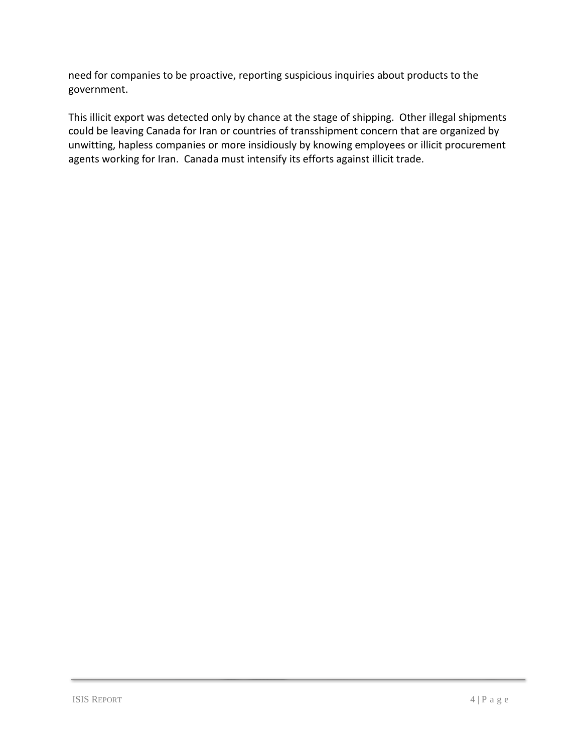need for companies to be proactive, reporting suspicious inquiries about products to the government.

This illicit export was detected only by chance at the stage of shipping. Other illegal shipments could be leaving Canada for Iran or countries of transshipment concern that are organized by unwitting, hapless companies or more insidiously by knowing employees or illicit procurement agents working for Iran. Canada must intensify its efforts against illicit trade.